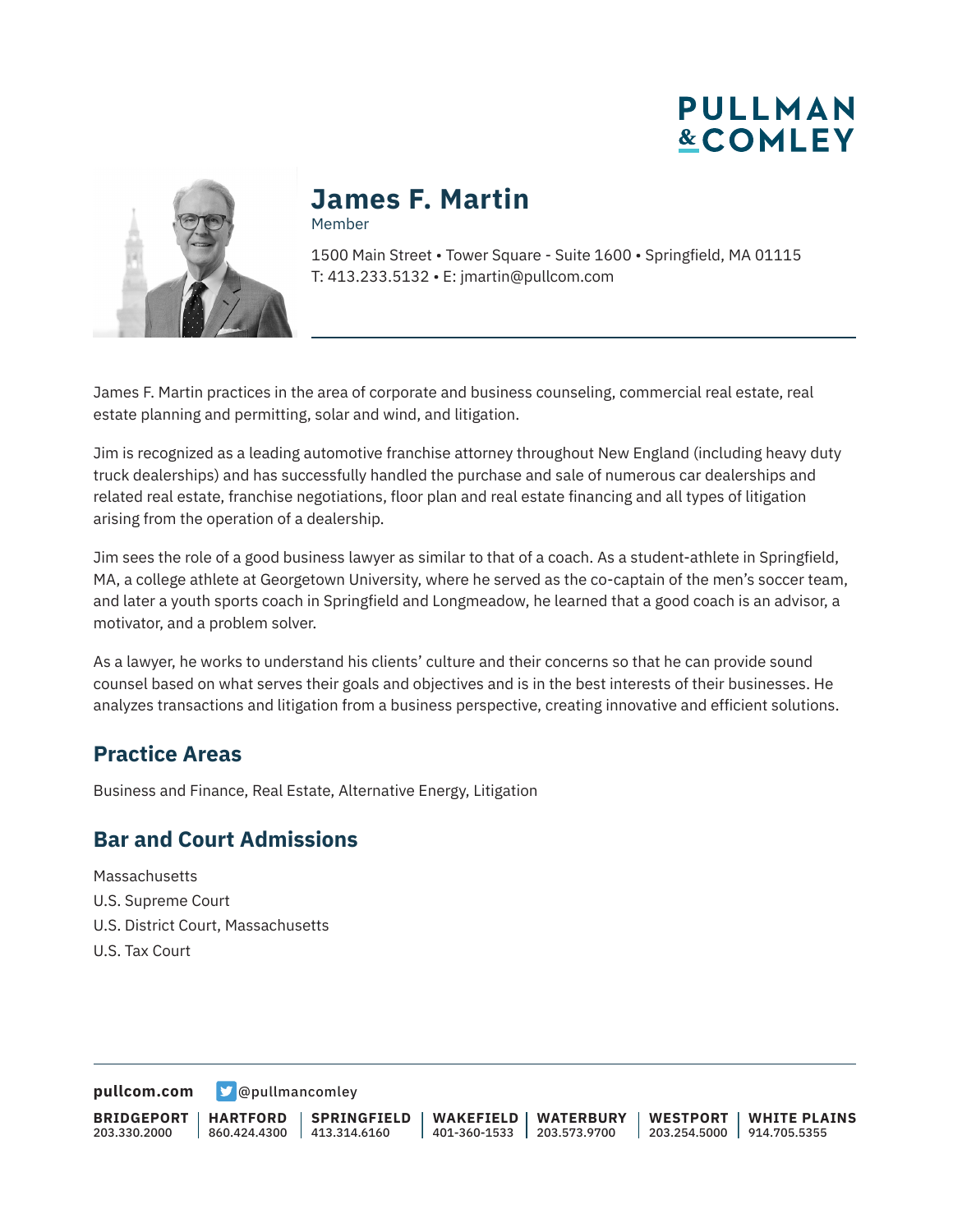PULLMAN & COMLEY

# James F. Martin

Member

1500 Main Street • Tower Square - Suite 1600 • Springfield, MA 01115
T: 413.233.5132 • E: jmartin@pullcom.com

James F. Martin practices in the area of corporate and business counseling, commercial real estate, real estate planning and permitting, solar and wind, and litigation.

Jim is recognized as a leading automotive franchise attorney throughout New England (including heavy duty truck dealerships) and has successfully handled the purchase and sale of numerous car dealerships and related real estate, franchise negotiations, floor plan and real estate financing and all types of litigation arising from the operation of a dealership.

Jim sees the role of a good business lawyer as similar to that of a coach. As a student-athlete in Springfield, MA, a college athlete at Georgetown University, where he served as the co-captain of the men's soccer team, and later a youth sports coach in Springfield and Longmeadow, he learned that a good coach is an advisor, a motivator, and a problem solver.

As a lawyer, he works to understand his clients' culture and their concerns so that he can provide sound counsel based on what serves their goals and objectives and is in the best interests of their businesses. He analyzes transactions and litigation from a business perspective, creating innovative and efficient solutions.

## Practice Areas

Business and Finance, Real Estate, Alternative Energy, Litigation

## Bar and Court Admissions

Massachusetts
U.S. Supreme Court
U.S. District Court, Massachusetts
U.S. Tax Court

**pullcom.com** @pullmancomley

| BRIDGEPORT | HARTFORD | SPRINGFIELD | WAKEFIELD | WATERBURY | WESTPORT | WHITE PLAINS |
| --- | --- | --- | --- | --- | --- | --- |
| 203.330.2000 | 860.424.4300 | 413.314.6160 | 401-360-1533 | 203.573.9700 | 203.254.5000 | 914.705.5355 |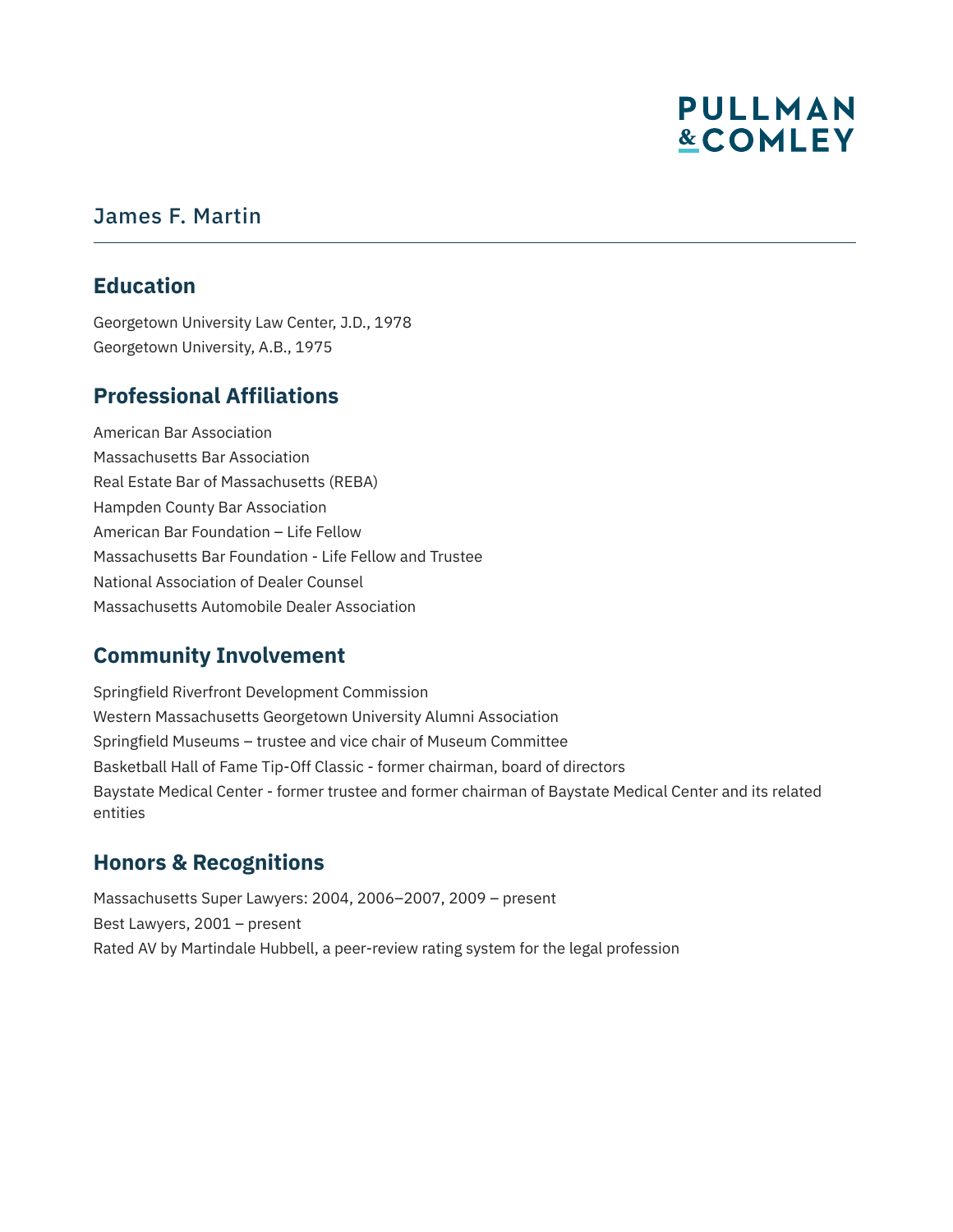James F. Martin

## Education

Georgetown University Law Center, J.D., 1978
Georgetown University, A.B., 1975

## Professional Affiliations

American Bar Association
Massachusetts Bar Association
Real Estate Bar of Massachusetts (REBA)
Hampden County Bar Association
American Bar Foundation – Life Fellow
Massachusetts Bar Foundation - Life Fellow and Trustee
National Association of Dealer Counsel
Massachusetts Automobile Dealer Association

## Community Involvement

Springfield Riverfront Development Commission
Western Massachusetts Georgetown University Alumni Association
Springfield Museums – trustee and vice chair of Museum Committee
Basketball Hall of Fame Tip-Off Classic - former chairman, board of directors
Baystate Medical Center - former trustee and former chairman of Baystate Medical Center and its related entities

## Honors & Recognitions

Massachusetts Super Lawyers: 2004, 2006–2007, 2009 – present
Best Lawyers, 2001 – present
Rated AV by Martindale Hubbell, a peer-review rating system for the legal profession